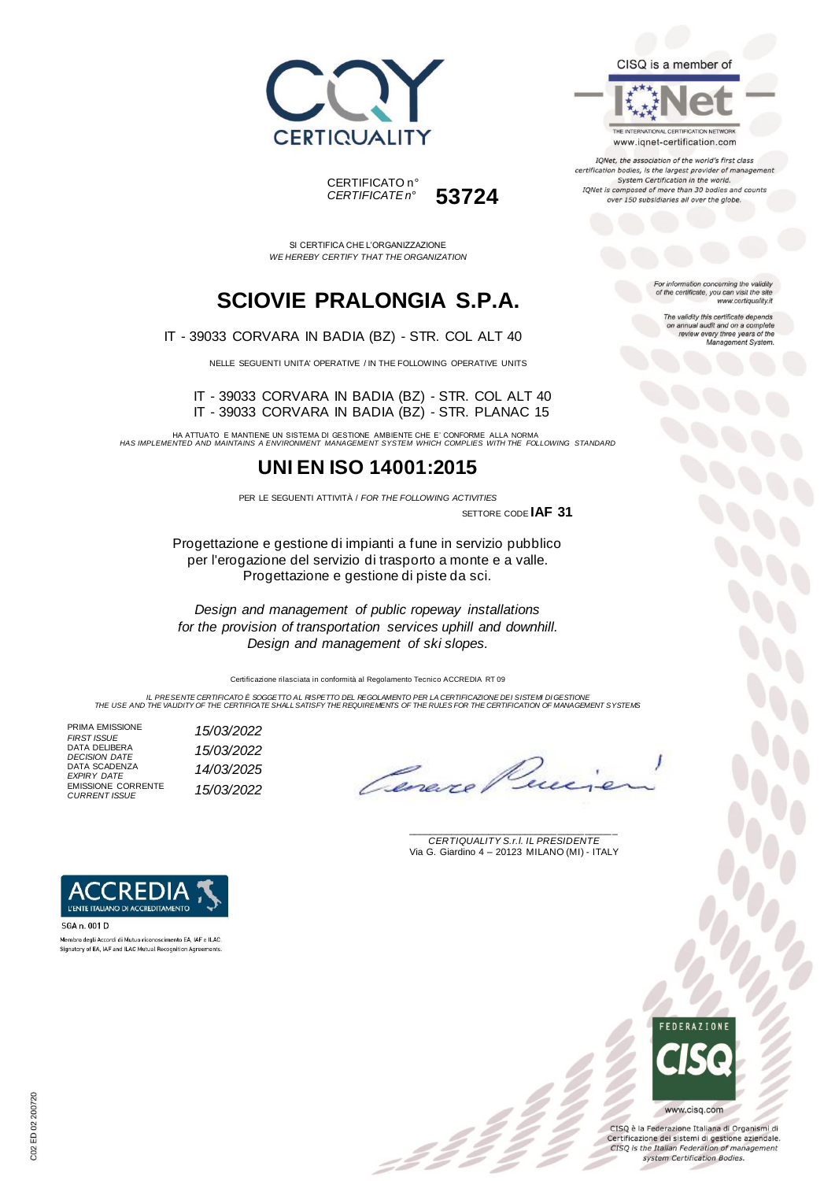CERTIQUALITY

CERTIFICATO n°
*CERTIFICATE n°* **53724**

CISQ is a member of

IQNet

THE INTERNATIONAL CERTIFICATION NETWORK
www.iqnet-certification.com

*IQNet, the association of the world's first class certification bodies, is the largest provider of management System Certification in the world. IQNet is composed of more than 30 bodies and counts over 150 subsidiaries all over the globe.*

SI CERTIFICA CHE L'ORGANIZZAZIONE
*WE HEREBY CERTIFY THAT THE ORGANIZATION*

# SCIOVIE PRALONGIA S.P.A.

IT - 39033 CORVARA IN BADIA (BZ) - STR. COL ALT 40

NELLE SEGUENTI UNITA' OPERATIVE / IN THE FOLLOWING OPERATIVE UNITS

IT - 39033 CORVARA IN BADIA (BZ) - STR. COL ALT 40
IT - 39033 CORVARA IN BADIA (BZ) - STR. PLANAC 15

*For information concerning the validity of the certificate, you can visit the site www.certiquality.it*

*The validity this certificate depends on annual audit and on a complete review every three years of the Management System.*

HA ATTUATO E MANTIENE UN SISTEMA DI GESTIONE AMBIENTE CHE E' CONFORME ALLA NORMA
*HAS IMPLEMENTED AND MAINTAINS A ENVIRONMENT MANAGEMENT SYSTEM WHICH COMPLIES WITH THE FOLLOWING STANDARD*

# UNI EN ISO 14001:2015

PER LE SEGUENTI ATTIVITÀ / *FOR THE FOLLOWING ACTIVITIES*

SETTORE CODE **IAF 31**

Progettazione e gestione di impianti a fune in servizio pubblico per l'erogazione del servizio di trasporto a monte e a valle. Progettazione e gestione di piste da sci.

*Design and management of public ropeway installations for the provision of transportation services uphill and downhill. Design and management of ski slopes.*

Certificazione rilasciata in conformità al Regolamento Tecnico ACCREDIA RT 09

*IL PRESENTE CERTIFICATO È SOGGETTO AL RISPETTO DEL REGOLAMENTO PER LA CERTIFICAZIONE DEI SISTEMI DI GESTIONE*
*THE USE AND THE VALIDITY OF THE CERTIFICATE SHALL SATISFY THE REQUIREMENTS OF THE RULES FOR THE CERTIFICATION OF MANAGEMENT SYSTEMS*

| | |
|---|---|
| PRIMA EMISSIONE *FIRST ISSUE* | *15/03/2022* |
| DATA DELIBERA *DECISION DATE* | *15/03/2022* |
| DATA SCADENZA *EXPIRY DATE* | *14/03/2025* |
| EMISSIONE CORRENTE *CURRENT ISSUE* | *15/03/2022* |

*CERTIQUALITY S.r.l. IL PRESIDENTE*
Via G. Giardino 4 – 20123 MILANO (MI) - ITALY

ACCREDIA L'ENTE ITALIANO DI ACCREDITAMENTO
SGA n. 001 D
Membro degli Accordi di Mutuo riconoscimento EA, IAF e ILAC.
Signatory of EA, IAF and ILAC Mutual Recognition Agreements.

FEDERAZIONE CISQ
www.cisq.com
CISQ è la Federazione Italiana di Organismi di Certificazione dei sistemi di gestione aziendale.
*CISQ is the Italian Federation of management system Certification Bodies.*

C02 ED 02 200720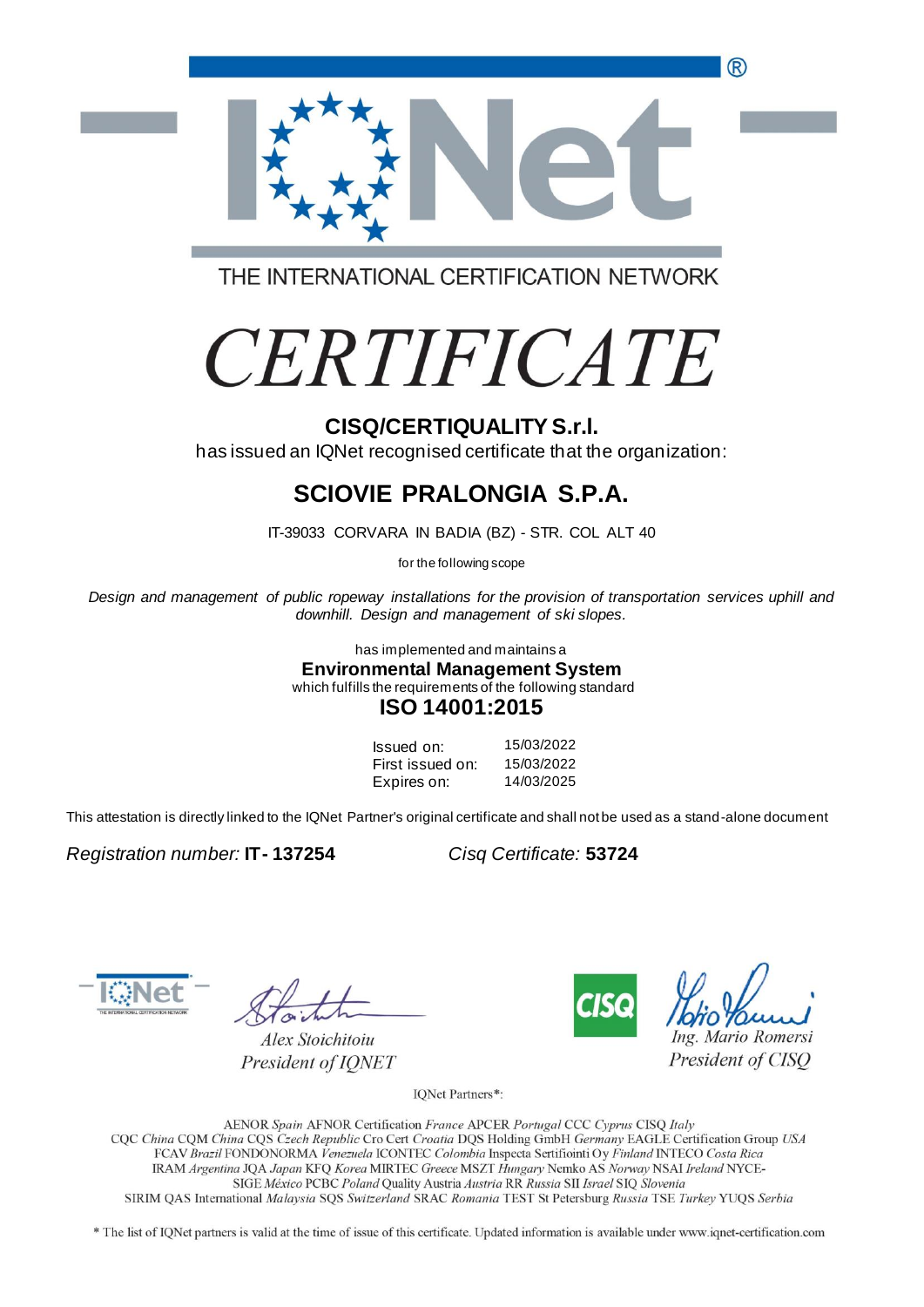THE INTERNATIONAL CERTIFICATION NETWORK

# CERTIFICATE

**CISQ/CERTIQUALITY S.r.l.**

has issued an IQNet recognised certificate that the organization:

## SCIOVIE PRALONGIA S.P.A.

IT-39033 CORVARA IN BADIA (BZ) - STR. COL ALT 40

for the following scope

*Design and management of public ropeway installations for the provision of transportation services uphill and downhill. Design and management of ski slopes.*

has implemented and maintains a

**Environmental Management System**

which fulfills the requirements of the following standard

**ISO 14001:2015**

| | |
|---|---|
| Issued on: | 15/03/2022 |
| First issued on: | 15/03/2022 |
| Expires on: | 14/03/2025 |

This attestation is directly linked to the IQNet Partner's original certificate and shall not be used as a stand-alone document

*Registration number:* **IT - 137254** *Cisq Certificate:* **53724**

*Alex Stoichitoiu*
*President of IQNET*

*Ing. Mario Romersi*
*President of CISQ*

IQNet Partners*:

AENOR *Spain* AFNOR Certification *France* APCER *Portugal* CCC *Cyprus* CISQ *Italy*
CQC *China* CQM *China* CQS *Czech Republic* Cro Cert *Croatia* DQS Holding GmbH *Germany* EAGLE Certification Group *USA*
FCAV *Brazil* FONDONORMA *Venezuela* ICONTEC *Colombia* Inspecta Sertifiointi Oy *Finland* INTECO *Costa Rica*
IRAM *Argentina* JQA *Japan* KFQ *Korea* MIRTEC *Greece* MSZT *Hungary* Nemko AS *Norway* NSAI *Ireland* NYCE-SIGE *México* PCBC *Poland* Quality Austria *Austria* RR *Russia* SII *Israel* SIQ *Slovenia*
SIRIM QAS International *Malaysia* SQS *Switzerland* SRAC *Romania* TEST St Petersburg *Russia* TSE *Turkey* YUQS *Serbia*

* The list of IQNet partners is valid at the time of issue of this certificate. Updated information is available under www.iqnet-certification.com